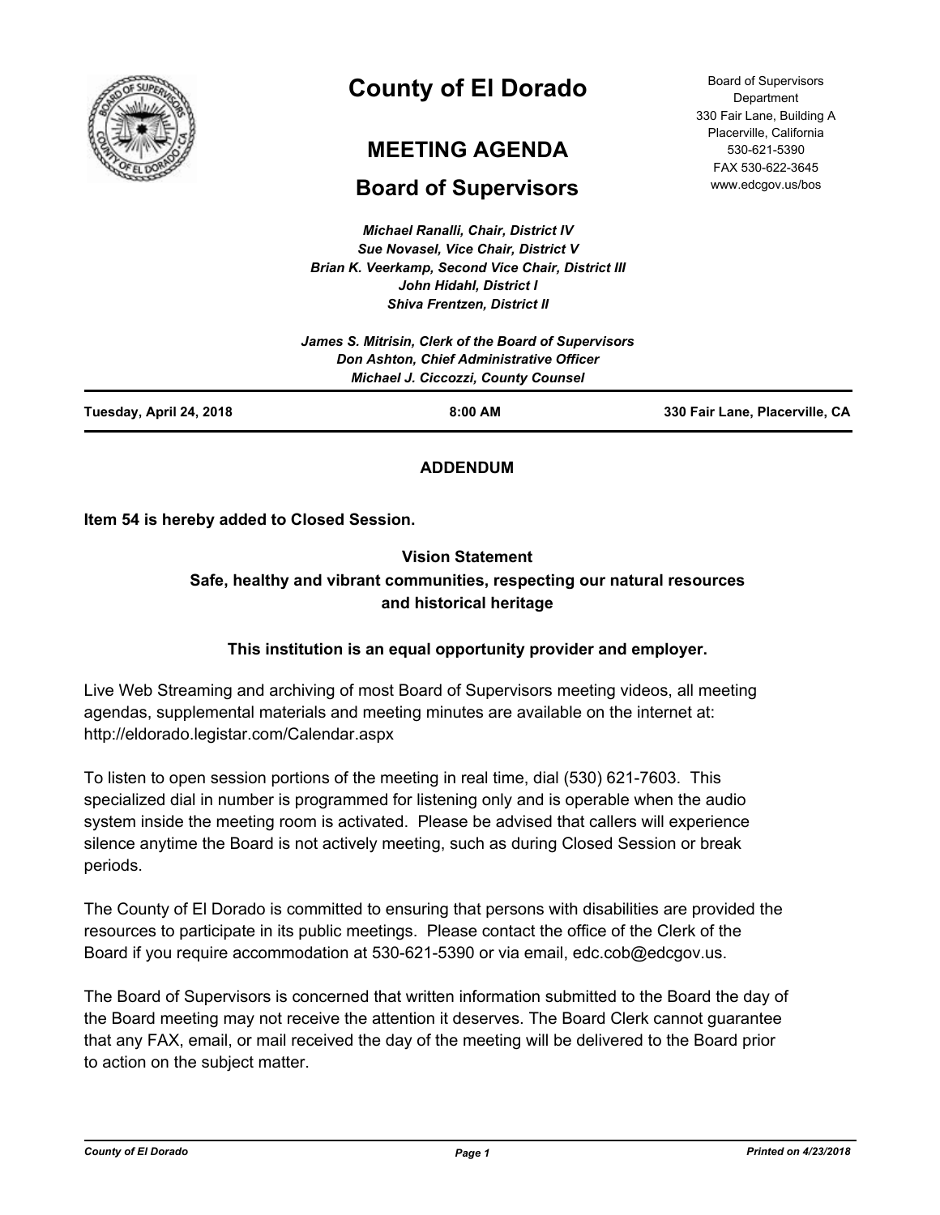# County of El Dorado

## MEETING AGENDA

## Board of Supervisors

Board of Supervisors Department
330 Fair Lane, Building A
Placerville, California
530-621-5390
FAX 530-622-3645
www.edcgov.us/bos

*Michael Ranalli, Chair, District IV*
*Sue Novasel, Vice Chair, District V*
*Brian K. Veerkamp, Second Vice Chair, District III*
*John Hidahl, District I*
*Shiva Frentzen, District II*

*James S. Mitrisin, Clerk of the Board of Supervisors*
*Don Ashton, Chief Administrative Officer*
*Michael J. Ciccozzi, County Counsel*

**Tuesday, April 24, 2018** | **8:00 AM** | **330 Fair Lane, Placerville, CA**

**ADDENDUM**

**Item 54 is hereby added to Closed Session.**

**Vision Statement**
**Safe, healthy and vibrant communities, respecting our natural resources and historical heritage**

**This institution is an equal opportunity provider and employer.**

Live Web Streaming and archiving of most Board of Supervisors meeting videos, all meeting agendas, supplemental materials and meeting minutes are available on the internet at: http://eldorado.legistar.com/Calendar.aspx

To listen to open session portions of the meeting in real time, dial (530) 621-7603. This specialized dial in number is programmed for listening only and is operable when the audio system inside the meeting room is activated. Please be advised that callers will experience silence anytime the Board is not actively meeting, such as during Closed Session or break periods.

The County of El Dorado is committed to ensuring that persons with disabilities are provided the resources to participate in its public meetings. Please contact the office of the Clerk of the Board if you require accommodation at 530-621-5390 or via email, edc.cob@edcgov.us.

The Board of Supervisors is concerned that written information submitted to the Board the day of the Board meeting may not receive the attention it deserves. The Board Clerk cannot guarantee that any FAX, email, or mail received the day of the meeting will be delivered to the Board prior to action on the subject matter.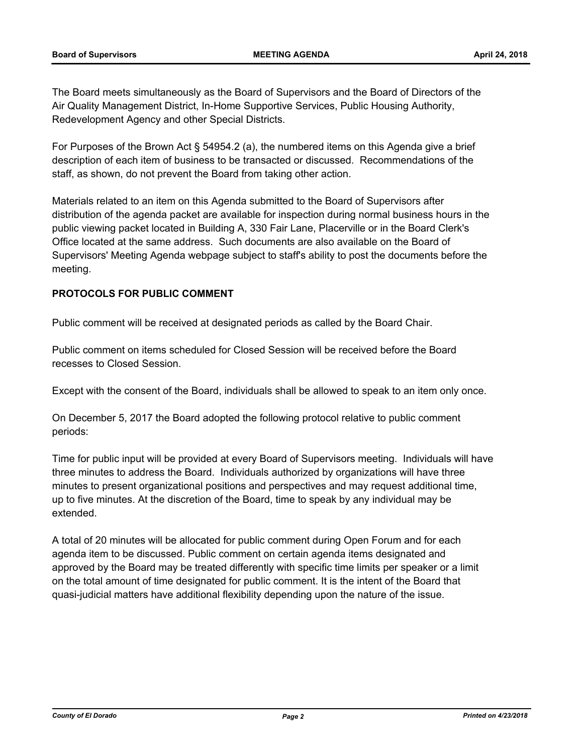The Board meets simultaneously as the Board of Supervisors and the Board of Directors of the Air Quality Management District, In-Home Supportive Services, Public Housing Authority, Redevelopment Agency and other Special Districts.

For Purposes of the Brown Act § 54954.2 (a), the numbered items on this Agenda give a brief description of each item of business to be transacted or discussed. Recommendations of the staff, as shown, do not prevent the Board from taking other action.

Materials related to an item on this Agenda submitted to the Board of Supervisors after distribution of the agenda packet are available for inspection during normal business hours in the public viewing packet located in Building A, 330 Fair Lane, Placerville or in the Board Clerk's Office located at the same address. Such documents are also available on the Board of Supervisors' Meeting Agenda webpage subject to staff's ability to post the documents before the meeting.

**PROTOCOLS FOR PUBLIC COMMENT**

Public comment will be received at designated periods as called by the Board Chair.

Public comment on items scheduled for Closed Session will be received before the Board recesses to Closed Session.

Except with the consent of the Board, individuals shall be allowed to speak to an item only once.

On December 5, 2017 the Board adopted the following protocol relative to public comment periods:

Time for public input will be provided at every Board of Supervisors meeting. Individuals will have three minutes to address the Board. Individuals authorized by organizations will have three minutes to present organizational positions and perspectives and may request additional time, up to five minutes. At the discretion of the Board, time to speak by any individual may be extended.

A total of 20 minutes will be allocated for public comment during Open Forum and for each agenda item to be discussed. Public comment on certain agenda items designated and approved by the Board may be treated differently with specific time limits per speaker or a limit on the total amount of time designated for public comment. It is the intent of the Board that quasi-judicial matters have additional flexibility depending upon the nature of the issue.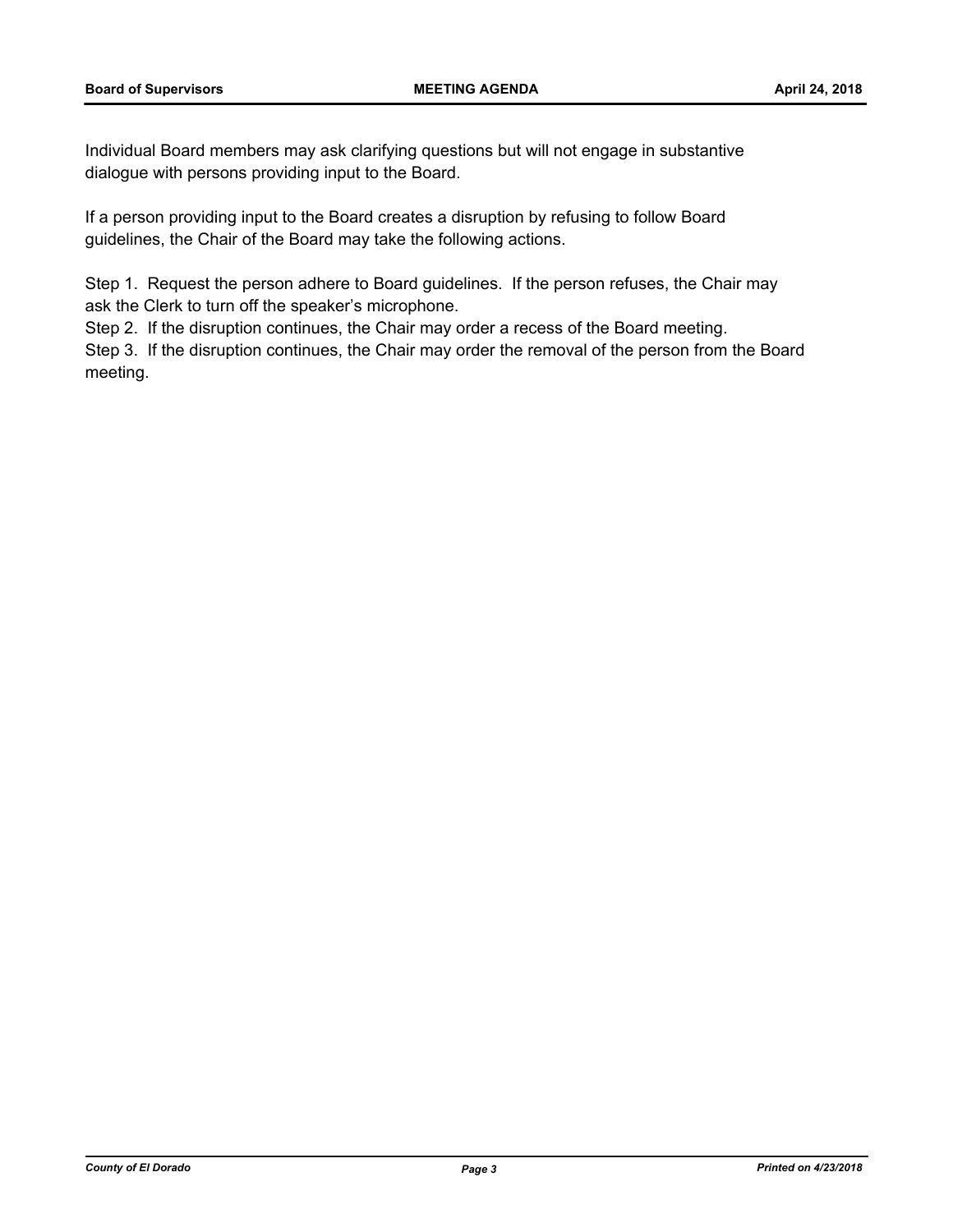Individual Board members may ask clarifying questions but will not engage in substantive dialogue with persons providing input to the Board.

If a person providing input to the Board creates a disruption by refusing to follow Board guidelines, the Chair of the Board may take the following actions.

Step 1. Request the person adhere to Board guidelines. If the person refuses, the Chair may ask the Clerk to turn off the speaker's microphone.
Step 2. If the disruption continues, the Chair may order a recess of the Board meeting.
Step 3. If the disruption continues, the Chair may order the removal of the person from the Board meeting.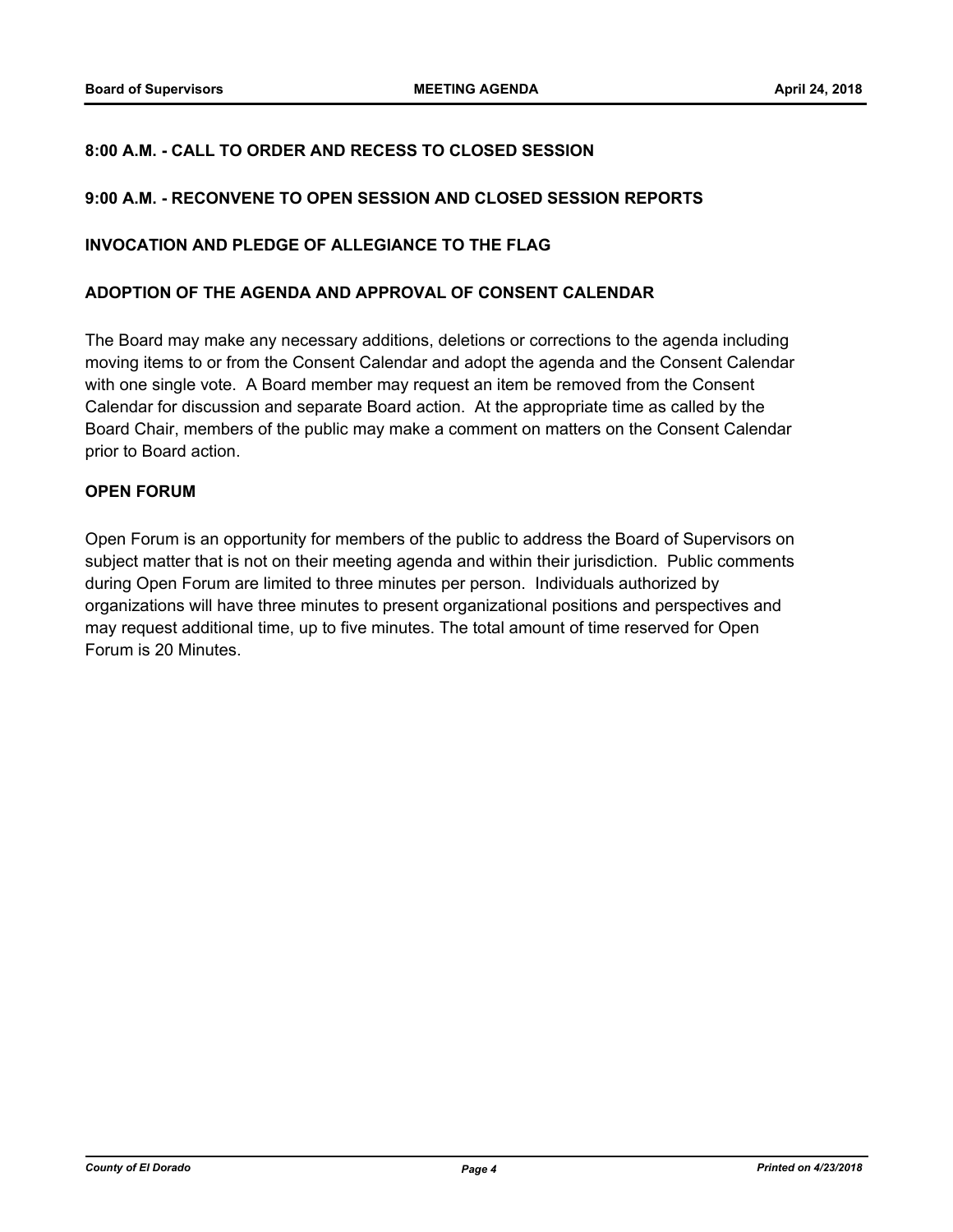## 8:00 A.M. - CALL TO ORDER AND RECESS TO CLOSED SESSION

## 9:00 A.M. - RECONVENE TO OPEN SESSION AND CLOSED SESSION REPORTS

## INVOCATION AND PLEDGE OF ALLEGIANCE TO THE FLAG

## ADOPTION OF THE AGENDA AND APPROVAL OF CONSENT CALENDAR

The Board may make any necessary additions, deletions or corrections to the agenda including moving items to or from the Consent Calendar and adopt the agenda and the Consent Calendar with one single vote. A Board member may request an item be removed from the Consent Calendar for discussion and separate Board action. At the appropriate time as called by the Board Chair, members of the public may make a comment on matters on the Consent Calendar prior to Board action.

## OPEN FORUM

Open Forum is an opportunity for members of the public to address the Board of Supervisors on subject matter that is not on their meeting agenda and within their jurisdiction. Public comments during Open Forum are limited to three minutes per person. Individuals authorized by organizations will have three minutes to present organizational positions and perspectives and may request additional time, up to five minutes. The total amount of time reserved for Open Forum is 20 Minutes.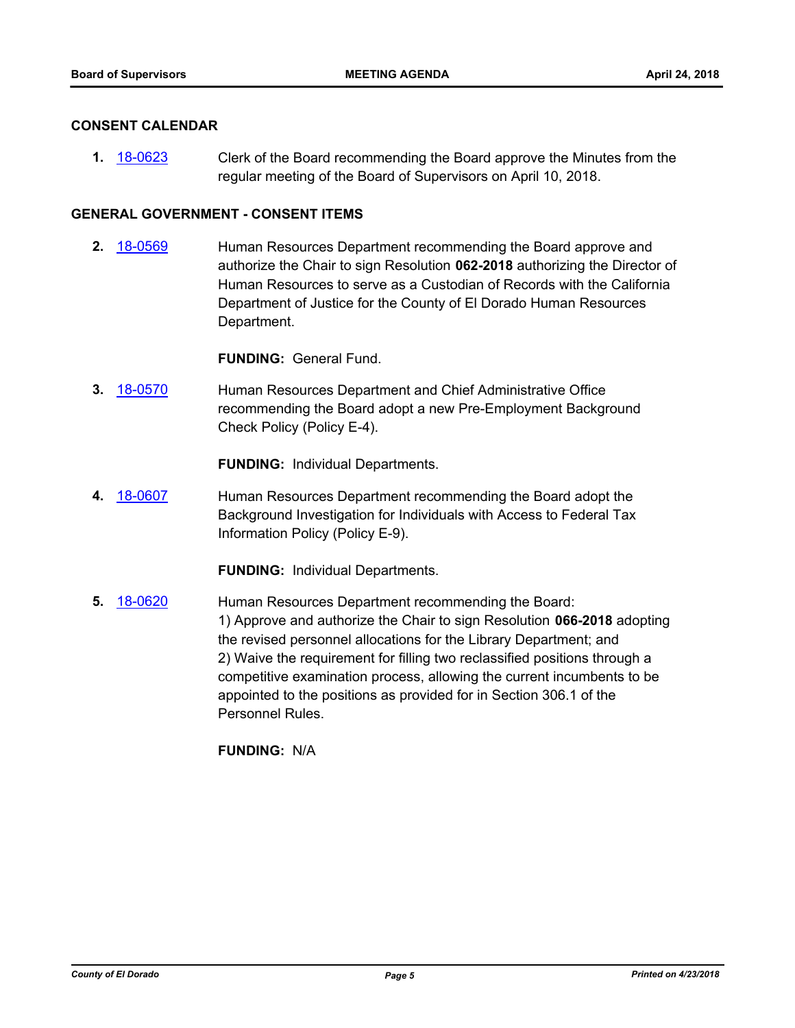## CONSENT CALENDAR

**1.** 18-0623 Clerk of the Board recommending the Board approve the Minutes from the regular meeting of the Board of Supervisors on April 10, 2018.

## GENERAL GOVERNMENT - CONSENT ITEMS

**2.** 18-0569 Human Resources Department recommending the Board approve and authorize the Chair to sign Resolution **062-2018** authorizing the Director of Human Resources to serve as a Custodian of Records with the California Department of Justice for the County of El Dorado Human Resources Department.

**FUNDING:** General Fund.

**3.** 18-0570 Human Resources Department and Chief Administrative Office recommending the Board adopt a new Pre-Employment Background Check Policy (Policy E-4).

**FUNDING:** Individual Departments.

**4.** 18-0607 Human Resources Department recommending the Board adopt the Background Investigation for Individuals with Access to Federal Tax Information Policy (Policy E-9).

**FUNDING:** Individual Departments.

**5.** 18-0620 Human Resources Department recommending the Board:
1) Approve and authorize the Chair to sign Resolution **066-2018** adopting the revised personnel allocations for the Library Department; and
2) Waive the requirement for filling two reclassified positions through a competitive examination process, allowing the current incumbents to be appointed to the positions as provided for in Section 306.1 of the Personnel Rules.

**FUNDING:** N/A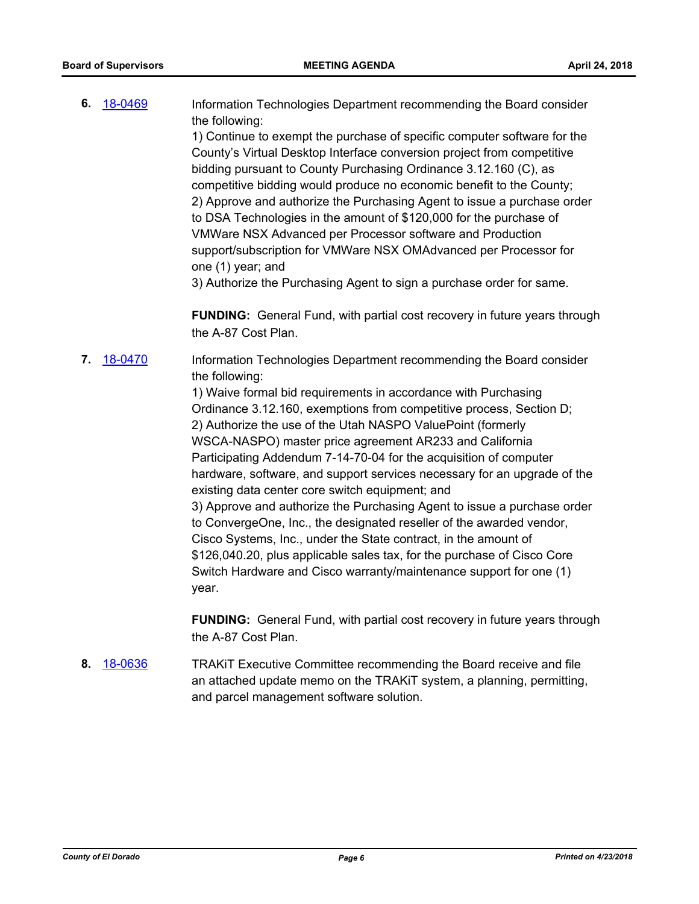**6.** 18-0469

Information Technologies Department recommending the Board consider the following:
1) Continue to exempt the purchase of specific computer software for the County's Virtual Desktop Interface conversion project from competitive bidding pursuant to County Purchasing Ordinance 3.12.160 (C), as competitive bidding would produce no economic benefit to the County;
2) Approve and authorize the Purchasing Agent to issue a purchase order to DSA Technologies in the amount of $120,000 for the purchase of VMWare NSX Advanced per Processor software and Production support/subscription for VMWare NSX OMAdvanced per Processor for one (1) year; and
3) Authorize the Purchasing Agent to sign a purchase order for same.

**FUNDING:** General Fund, with partial cost recovery in future years through the A-87 Cost Plan.

**7.** 18-0470

Information Technologies Department recommending the Board consider the following:
1) Waive formal bid requirements in accordance with Purchasing Ordinance 3.12.160, exemptions from competitive process, Section D;
2) Authorize the use of the Utah NASPO ValuePoint (formerly WSCA-NASPO) master price agreement AR233 and California Participating Addendum 7-14-70-04 for the acquisition of computer hardware, software, and support services necessary for an upgrade of the existing data center core switch equipment; and
3) Approve and authorize the Purchasing Agent to issue a purchase order to ConvergeOne, Inc., the designated reseller of the awarded vendor, Cisco Systems, Inc., under the State contract, in the amount of $126,040.20, plus applicable sales tax, for the purchase of Cisco Core Switch Hardware and Cisco warranty/maintenance support for one (1) year.

**FUNDING:** General Fund, with partial cost recovery in future years through the A-87 Cost Plan.

**8.** 18-0636

TRAKiT Executive Committee recommending the Board receive and file an attached update memo on the TRAKiT system, a planning, permitting, and parcel management software solution.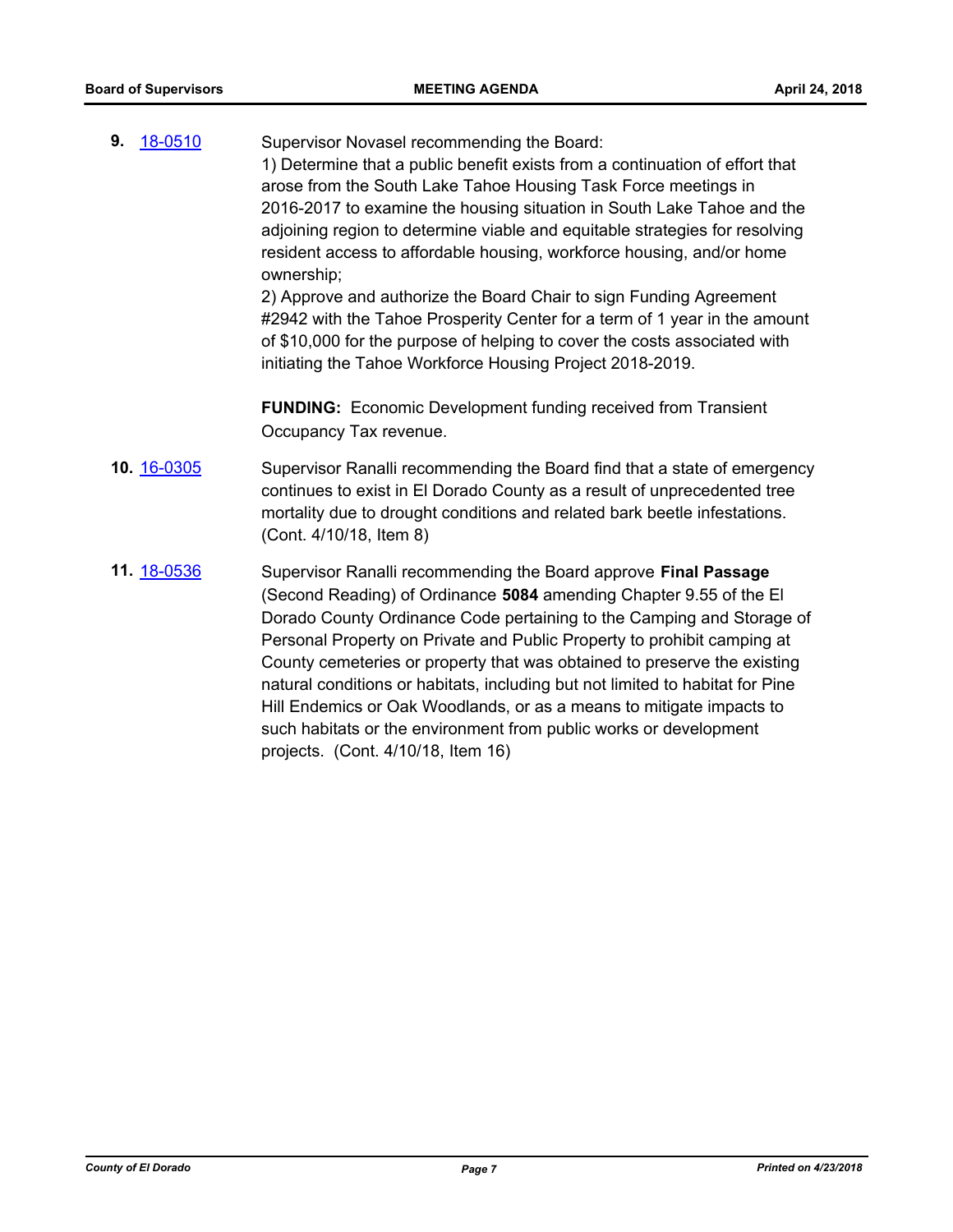**9.** 18-0510 Supervisor Novasel recommending the Board:

1) Determine that a public benefit exists from a continuation of effort that arose from the South Lake Tahoe Housing Task Force meetings in 2016-2017 to examine the housing situation in South Lake Tahoe and the adjoining region to determine viable and equitable strategies for resolving resident access to affordable housing, workforce housing, and/or home ownership;

2) Approve and authorize the Board Chair to sign Funding Agreement #2942 with the Tahoe Prosperity Center for a term of 1 year in the amount of $10,000 for the purpose of helping to cover the costs associated with initiating the Tahoe Workforce Housing Project 2018-2019.

**FUNDING:** Economic Development funding received from Transient Occupancy Tax revenue.

**10.** 16-0305 Supervisor Ranalli recommending the Board find that a state of emergency continues to exist in El Dorado County as a result of unprecedented tree mortality due to drought conditions and related bark beetle infestations. (Cont. 4/10/18, Item 8)

**11.** 18-0536 Supervisor Ranalli recommending the Board approve **Final Passage** (Second Reading) of Ordinance **5084** amending Chapter 9.55 of the El Dorado County Ordinance Code pertaining to the Camping and Storage of Personal Property on Private and Public Property to prohibit camping at County cemeteries or property that was obtained to preserve the existing natural conditions or habitats, including but not limited to habitat for Pine Hill Endemics or Oak Woodlands, or as a means to mitigate impacts to such habitats or the environment from public works or development projects. (Cont. 4/10/18, Item 16)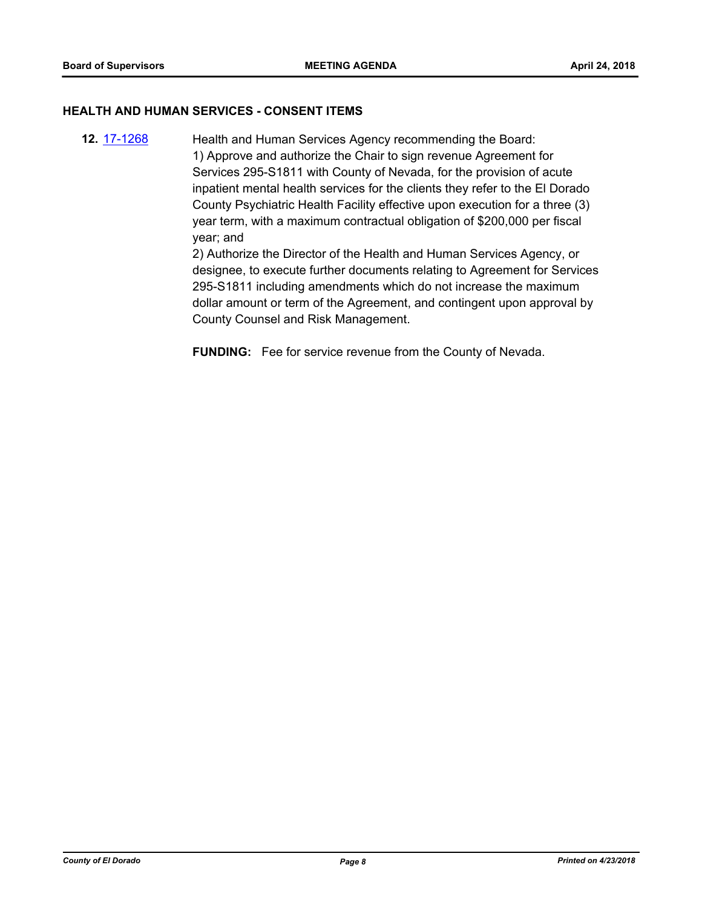## HEALTH AND HUMAN SERVICES - CONSENT ITEMS

**12.** [17-1268](17-1268) Health and Human Services Agency recommending the Board:

1) Approve and authorize the Chair to sign revenue Agreement for Services 295-S1811 with County of Nevada, for the provision of acute inpatient mental health services for the clients they refer to the El Dorado County Psychiatric Health Facility effective upon execution for a three (3) year term, with a maximum contractual obligation of $200,000 per fiscal year; and

2) Authorize the Director of the Health and Human Services Agency, or designee, to execute further documents relating to Agreement for Services 295-S1811 including amendments which do not increase the maximum dollar amount or term of the Agreement, and contingent upon approval by County Counsel and Risk Management.

**FUNDING:** Fee for service revenue from the County of Nevada.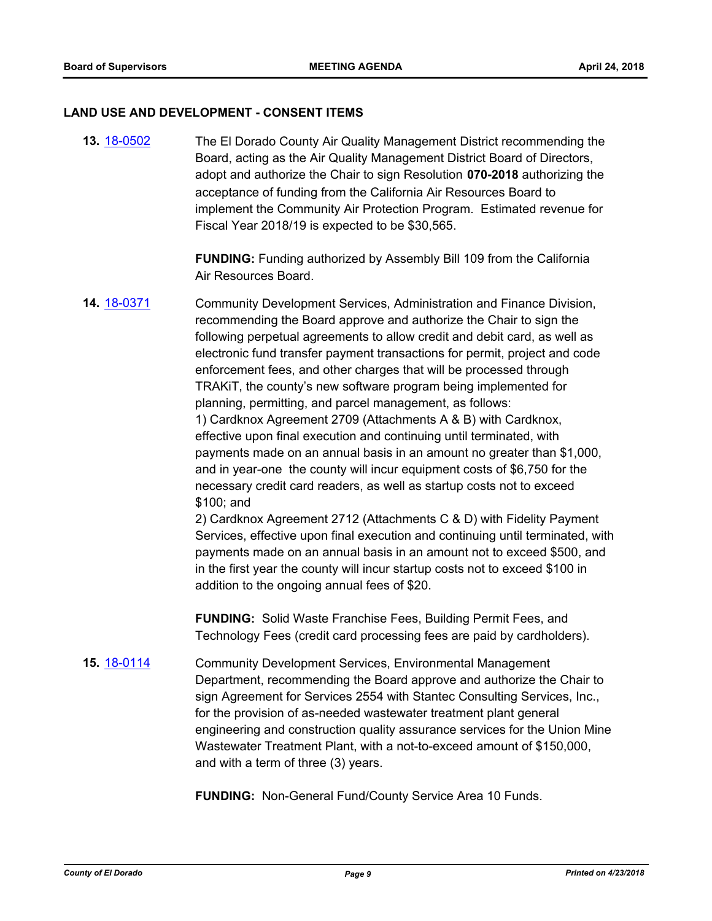## LAND USE AND DEVELOPMENT - CONSENT ITEMS

**13.** 18-0502

The El Dorado County Air Quality Management District recommending the Board, acting as the Air Quality Management District Board of Directors, adopt and authorize the Chair to sign Resolution **070-2018** authorizing the acceptance of funding from the California Air Resources Board to implement the Community Air Protection Program. Estimated revenue for Fiscal Year 2018/19 is expected to be $30,565.

**FUNDING:** Funding authorized by Assembly Bill 109 from the California Air Resources Board.

**14.** 18-0371

Community Development Services, Administration and Finance Division, recommending the Board approve and authorize the Chair to sign the following perpetual agreements to allow credit and debit card, as well as electronic fund transfer payment transactions for permit, project and code enforcement fees, and other charges that will be processed through TRAKiT, the county's new software program being implemented for planning, permitting, and parcel management, as follows:
1) Cardknox Agreement 2709 (Attachments A & B) with Cardknox, effective upon final execution and continuing until terminated, with payments made on an annual basis in an amount no greater than $1,000, and in year-one the county will incur equipment costs of $6,750 for the necessary credit card readers, as well as startup costs not to exceed $100; and
2) Cardknox Agreement 2712 (Attachments C & D) with Fidelity Payment Services, effective upon final execution and continuing until terminated, with payments made on an annual basis in an amount not to exceed $500, and in the first year the county will incur startup costs not to exceed $100 in addition to the ongoing annual fees of $20.

**FUNDING:** Solid Waste Franchise Fees, Building Permit Fees, and Technology Fees (credit card processing fees are paid by cardholders).

**15.** 18-0114

Community Development Services, Environmental Management Department, recommending the Board approve and authorize the Chair to sign Agreement for Services 2554 with Stantec Consulting Services, Inc., for the provision of as-needed wastewater treatment plant general engineering and construction quality assurance services for the Union Mine Wastewater Treatment Plant, with a not-to-exceed amount of $150,000, and with a term of three (3) years.

**FUNDING:** Non-General Fund/County Service Area 10 Funds.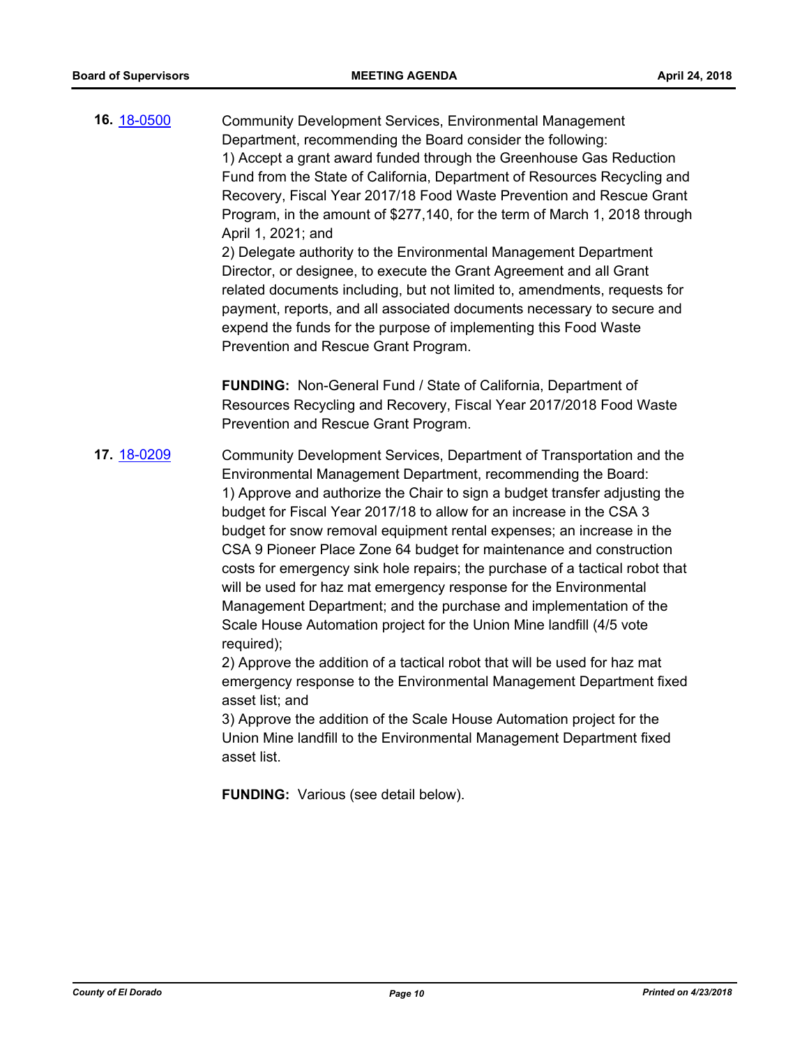**16.** [18-0500](18-0500)

Community Development Services, Environmental Management Department, recommending the Board consider the following:
1) Accept a grant award funded through the Greenhouse Gas Reduction Fund from the State of California, Department of Resources Recycling and Recovery, Fiscal Year 2017/18 Food Waste Prevention and Rescue Grant Program, in the amount of $277,140, for the term of March 1, 2018 through April 1, 2021; and
2) Delegate authority to the Environmental Management Department Director, or designee, to execute the Grant Agreement and all Grant related documents including, but not limited to, amendments, requests for payment, reports, and all associated documents necessary to secure and expend the funds for the purpose of implementing this Food Waste Prevention and Rescue Grant Program.

**FUNDING:** Non-General Fund / State of California, Department of Resources Recycling and Recovery, Fiscal Year 2017/2018 Food Waste Prevention and Rescue Grant Program.

**17.** [18-0209](18-0209)

Community Development Services, Department of Transportation and the Environmental Management Department, recommending the Board:
1) Approve and authorize the Chair to sign a budget transfer adjusting the budget for Fiscal Year 2017/18 to allow for an increase in the CSA 3 budget for snow removal equipment rental expenses; an increase in the CSA 9 Pioneer Place Zone 64 budget for maintenance and construction costs for emergency sink hole repairs; the purchase of a tactical robot that will be used for haz mat emergency response for the Environmental Management Department; and the purchase and implementation of the Scale House Automation project for the Union Mine landfill (4/5 vote required);
2) Approve the addition of a tactical robot that will be used for haz mat emergency response to the Environmental Management Department fixed asset list; and
3) Approve the addition of the Scale House Automation project for the Union Mine landfill to the Environmental Management Department fixed asset list.

**FUNDING:** Various (see detail below).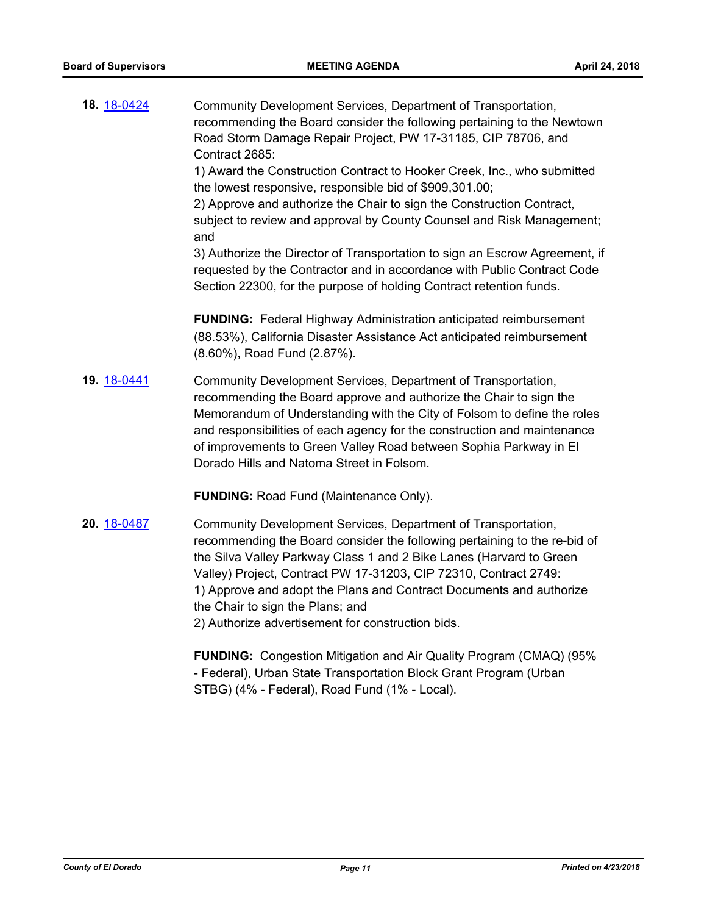**18.** [18-0424](18-0424)

Community Development Services, Department of Transportation, recommending the Board consider the following pertaining to the Newtown Road Storm Damage Repair Project, PW 17-31185, CIP 78706, and Contract 2685:

1) Award the Construction Contract to Hooker Creek, Inc., who submitted the lowest responsive, responsible bid of $909,301.00;

2) Approve and authorize the Chair to sign the Construction Contract, subject to review and approval by County Counsel and Risk Management; and

3) Authorize the Director of Transportation to sign an Escrow Agreement, if requested by the Contractor and in accordance with Public Contract Code Section 22300, for the purpose of holding Contract retention funds.

**FUNDING:** Federal Highway Administration anticipated reimbursement (88.53%), California Disaster Assistance Act anticipated reimbursement (8.60%), Road Fund (2.87%).

**19.** [18-0441](18-0441)

Community Development Services, Department of Transportation, recommending the Board approve and authorize the Chair to sign the Memorandum of Understanding with the City of Folsom to define the roles and responsibilities of each agency for the construction and maintenance of improvements to Green Valley Road between Sophia Parkway in El Dorado Hills and Natoma Street in Folsom.

**FUNDING:** Road Fund (Maintenance Only).

**20.** [18-0487](18-0487)

Community Development Services, Department of Transportation, recommending the Board consider the following pertaining to the re-bid of the Silva Valley Parkway Class 1 and 2 Bike Lanes (Harvard to Green Valley) Project, Contract PW 17-31203, CIP 72310, Contract 2749:

1) Approve and adopt the Plans and Contract Documents and authorize the Chair to sign the Plans; and

2) Authorize advertisement for construction bids.

**FUNDING:** Congestion Mitigation and Air Quality Program (CMAQ) (95% - Federal), Urban State Transportation Block Grant Program (Urban STBG) (4% - Federal), Road Fund (1% - Local).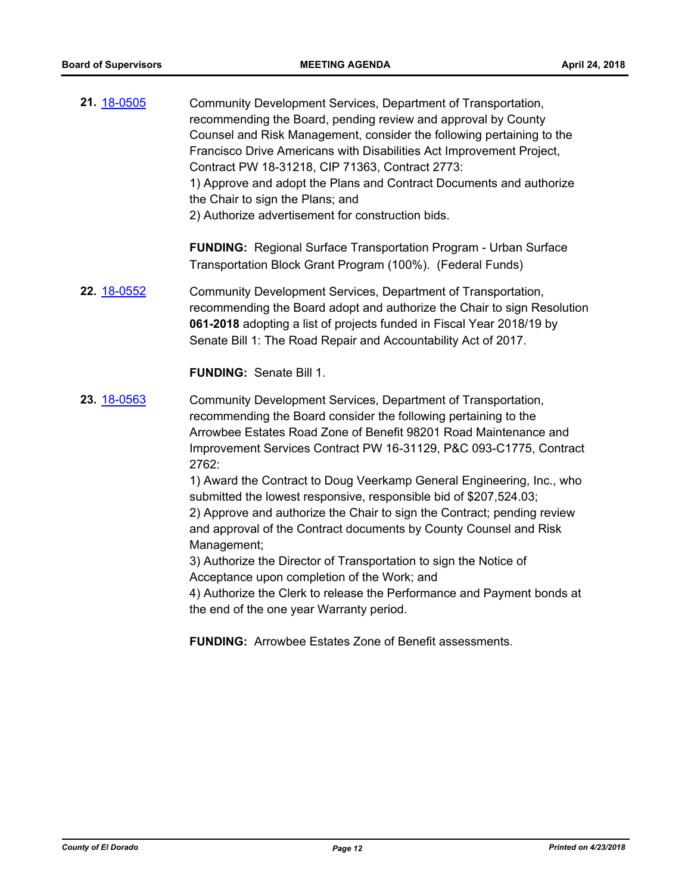**21.** [18-0505](#)

Community Development Services, Department of Transportation, recommending the Board, pending review and approval by County Counsel and Risk Management, consider the following pertaining to the Francisco Drive Americans with Disabilities Act Improvement Project, Contract PW 18-31218, CIP 71363, Contract 2773:
1) Approve and adopt the Plans and Contract Documents and authorize the Chair to sign the Plans; and
2) Authorize advertisement for construction bids.

**FUNDING:** Regional Surface Transportation Program - Urban Surface Transportation Block Grant Program (100%). (Federal Funds)

**22.** [18-0552](#)

Community Development Services, Department of Transportation, recommending the Board adopt and authorize the Chair to sign Resolution **061-2018** adopting a list of projects funded in Fiscal Year 2018/19 by Senate Bill 1: The Road Repair and Accountability Act of 2017.

**FUNDING:** Senate Bill 1.

**23.** [18-0563](#)

Community Development Services, Department of Transportation, recommending the Board consider the following pertaining to the Arrowbee Estates Road Zone of Benefit 98201 Road Maintenance and Improvement Services Contract PW 16-31129, P&C 093-C1775, Contract 2762:
1) Award the Contract to Doug Veerkamp General Engineering, Inc., who submitted the lowest responsive, responsible bid of $207,524.03;
2) Approve and authorize the Chair to sign the Contract; pending review and approval of the Contract documents by County Counsel and Risk Management;
3) Authorize the Director of Transportation to sign the Notice of Acceptance upon completion of the Work; and
4) Authorize the Clerk to release the Performance and Payment bonds at the end of the one year Warranty period.

**FUNDING:** Arrowbee Estates Zone of Benefit assessments.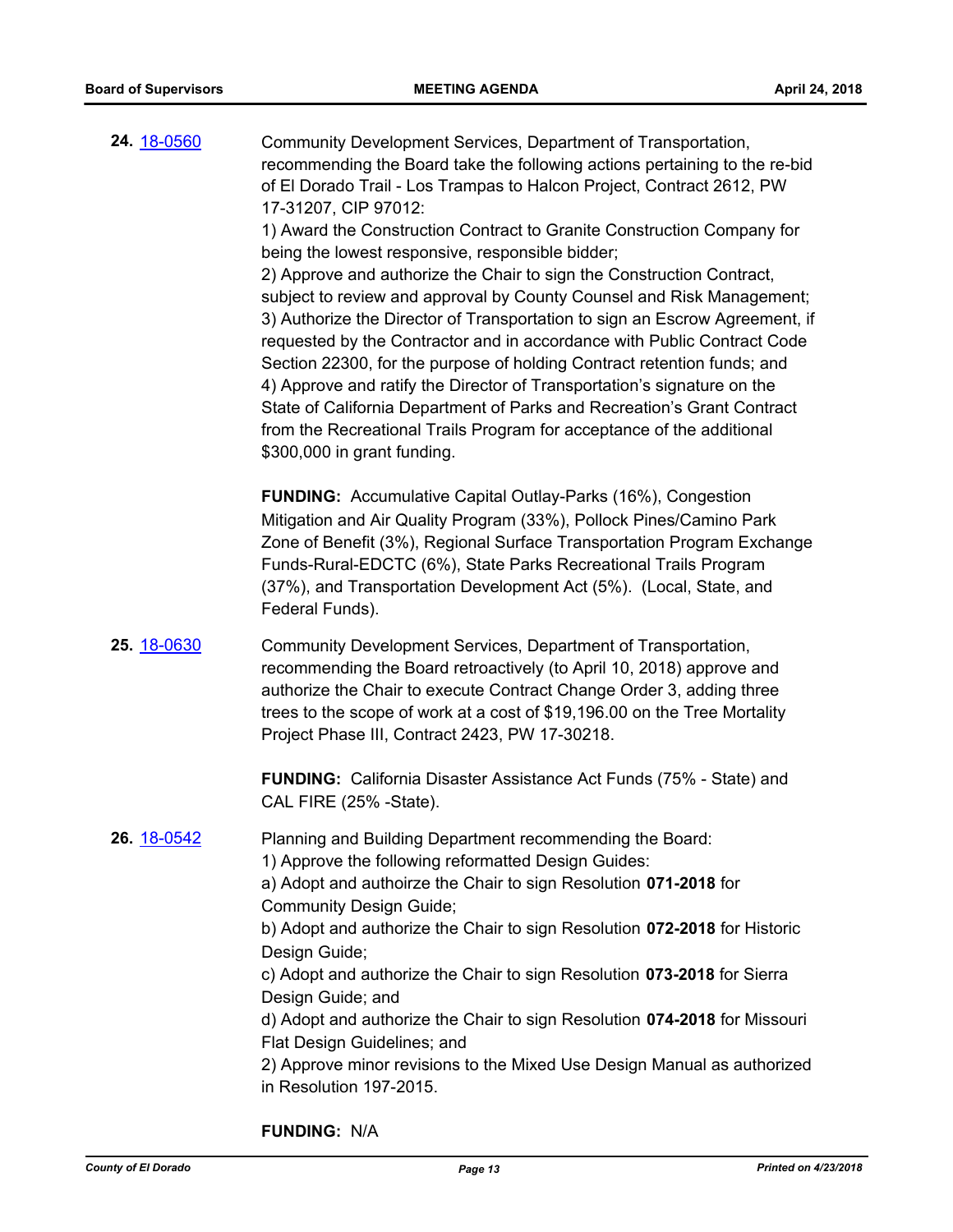**24.** [18-0560](18-0560)

Community Development Services, Department of Transportation, recommending the Board take the following actions pertaining to the re-bid of El Dorado Trail - Los Trampas to Halcon Project, Contract 2612, PW 17-31207, CIP 97012:

1) Award the Construction Contract to Granite Construction Company for being the lowest responsive, responsible bidder;
2) Approve and authorize the Chair to sign the Construction Contract, subject to review and approval by County Counsel and Risk Management;
3) Authorize the Director of Transportation to sign an Escrow Agreement, if requested by the Contractor and in accordance with Public Contract Code Section 22300, for the purpose of holding Contract retention funds; and
4) Approve and ratify the Director of Transportation's signature on the State of California Department of Parks and Recreation's Grant Contract from the Recreational Trails Program for acceptance of the additional $300,000 in grant funding.

**FUNDING:** Accumulative Capital Outlay-Parks (16%), Congestion Mitigation and Air Quality Program (33%), Pollock Pines/Camino Park Zone of Benefit (3%), Regional Surface Transportation Program Exchange Funds-Rural-EDCTC (6%), State Parks Recreational Trails Program (37%), and Transportation Development Act (5%). (Local, State, and Federal Funds).

**25.** [18-0630](18-0630)

Community Development Services, Department of Transportation, recommending the Board retroactively (to April 10, 2018) approve and authorize the Chair to execute Contract Change Order 3, adding three trees to the scope of work at a cost of $19,196.00 on the Tree Mortality Project Phase III, Contract 2423, PW 17-30218.

**FUNDING:** California Disaster Assistance Act Funds (75% - State) and CAL FIRE (25% -State).

**26.** [18-0542](18-0542)

Planning and Building Department recommending the Board:
1) Approve the following reformatted Design Guides:
a) Adopt and authoirze the Chair to sign Resolution **071-2018** for Community Design Guide;
b) Adopt and authorize the Chair to sign Resolution **072-2018** for Historic Design Guide;
c) Adopt and authorize the Chair to sign Resolution **073-2018** for Sierra Design Guide; and
d) Adopt and authorize the Chair to sign Resolution **074-2018** for Missouri Flat Design Guidelines; and
2) Approve minor revisions to the Mixed Use Design Manual as authorized in Resolution 197-2015.

**FUNDING:** N/A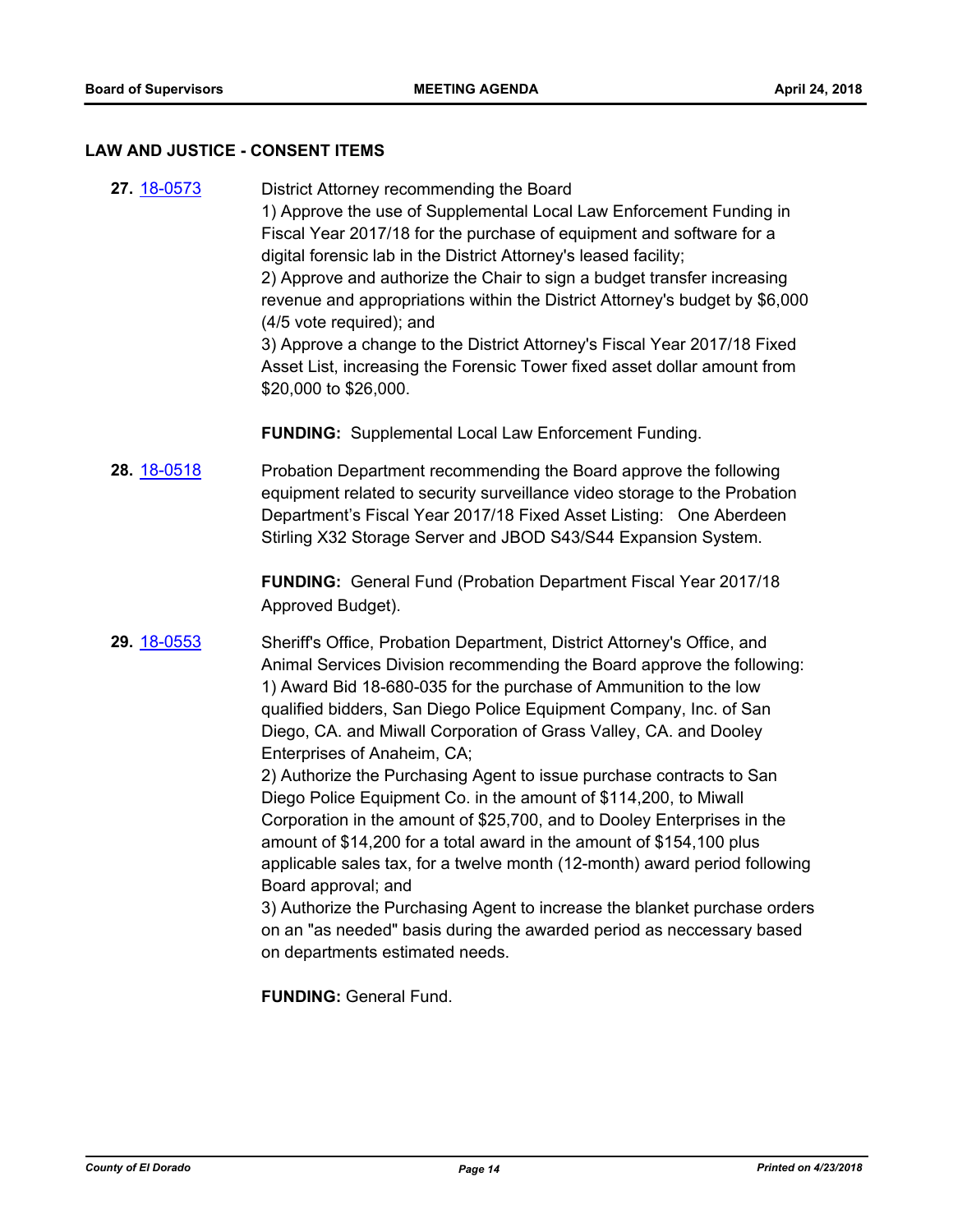## LAW AND JUSTICE - CONSENT ITEMS

**27.** [18-0573](18-0573)

District Attorney recommending the Board
1) Approve the use of Supplemental Local Law Enforcement Funding in Fiscal Year 2017/18 for the purchase of equipment and software for a digital forensic lab in the District Attorney's leased facility;
2) Approve and authorize the Chair to sign a budget transfer increasing revenue and appropriations within the District Attorney's budget by $6,000 (4/5 vote required); and
3) Approve a change to the District Attorney's Fiscal Year 2017/18 Fixed Asset List, increasing the Forensic Tower fixed asset dollar amount from $20,000 to $26,000.

**FUNDING:** Supplemental Local Law Enforcement Funding.

**28.** [18-0518](18-0518)

Probation Department recommending the Board approve the following equipment related to security surveillance video storage to the Probation Department's Fiscal Year 2017/18 Fixed Asset Listing: One Aberdeen Stirling X32 Storage Server and JBOD S43/S44 Expansion System.

**FUNDING:** General Fund (Probation Department Fiscal Year 2017/18 Approved Budget).

**29.** [18-0553](18-0553)

Sheriff's Office, Probation Department, District Attorney's Office, and Animal Services Division recommending the Board approve the following:
1) Award Bid 18-680-035 for the purchase of Ammunition to the low qualified bidders, San Diego Police Equipment Company, Inc. of San Diego, CA. and Miwall Corporation of Grass Valley, CA. and Dooley Enterprises of Anaheim, CA;
2) Authorize the Purchasing Agent to issue purchase contracts to San Diego Police Equipment Co. in the amount of $114,200, to Miwall Corporation in the amount of $25,700, and to Dooley Enterprises in the amount of $14,200 for a total award in the amount of $154,100 plus applicable sales tax, for a twelve month (12-month) award period following Board approval; and
3) Authorize the Purchasing Agent to increase the blanket purchase orders on an "as needed" basis during the awarded period as neccessary based on departments estimated needs.

**FUNDING:** General Fund.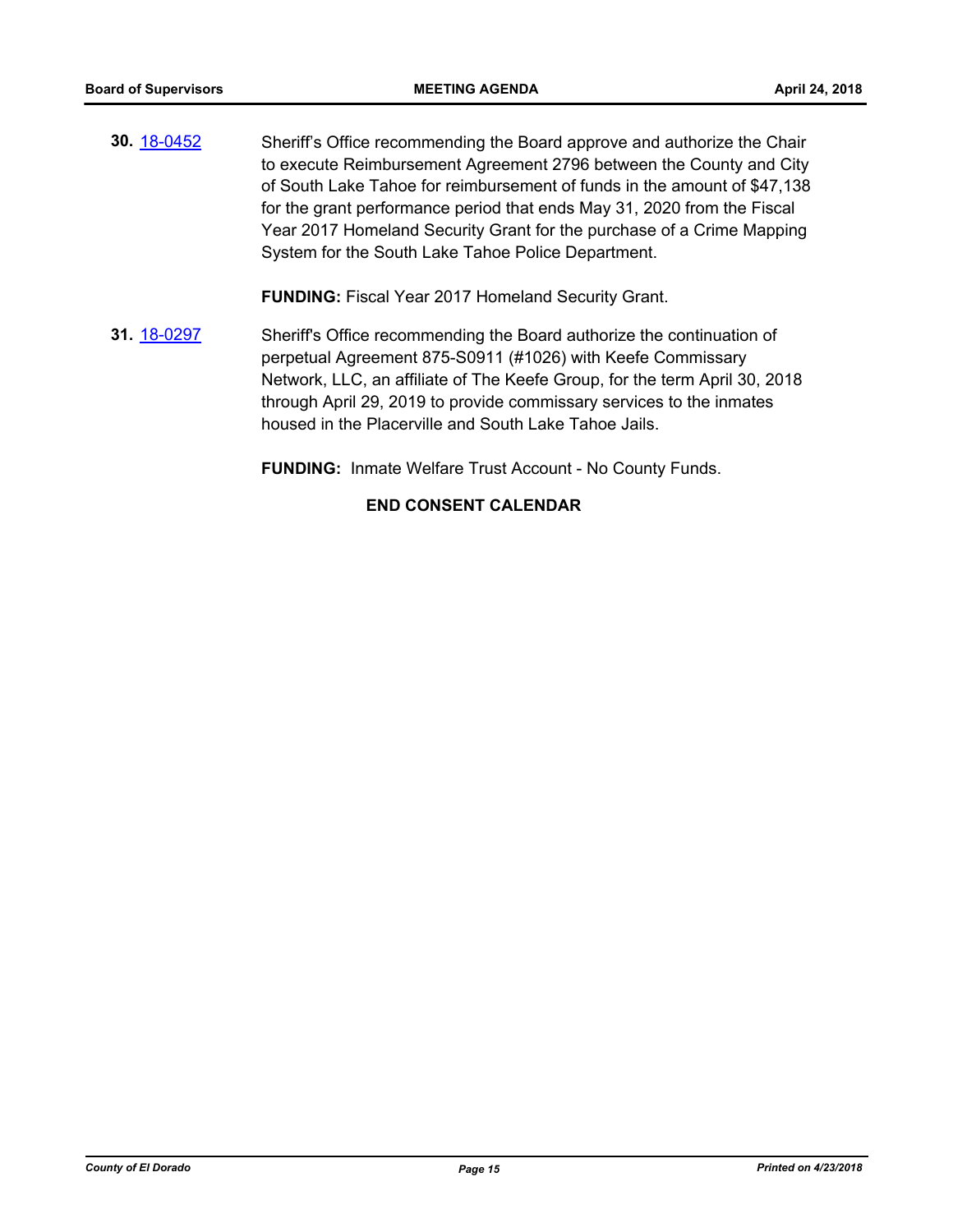**30.** 18-0452 Sheriff's Office recommending the Board approve and authorize the Chair to execute Reimbursement Agreement 2796 between the County and City of South Lake Tahoe for reimbursement of funds in the amount of $47,138 for the grant performance period that ends May 31, 2020 from the Fiscal Year 2017 Homeland Security Grant for the purchase of a Crime Mapping System for the South Lake Tahoe Police Department.

**FUNDING:** Fiscal Year 2017 Homeland Security Grant.

**31.** 18-0297 Sheriff's Office recommending the Board authorize the continuation of perpetual Agreement 875-S0911 (#1026) with Keefe Commissary Network, LLC, an affiliate of The Keefe Group, for the term April 30, 2018 through April 29, 2019 to provide commissary services to the inmates housed in the Placerville and South Lake Tahoe Jails.

**FUNDING:** Inmate Welfare Trust Account - No County Funds.

**END CONSENT CALENDAR**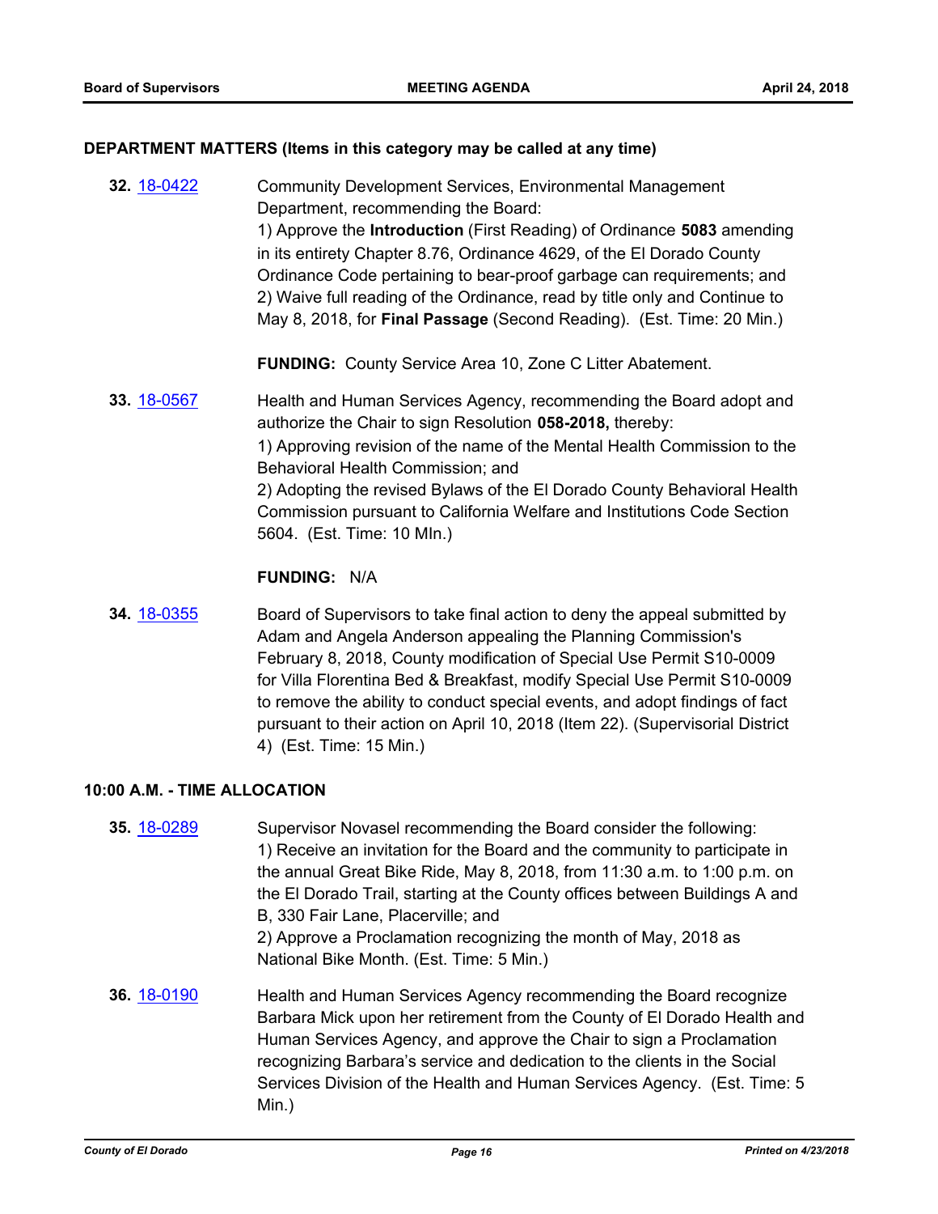### DEPARTMENT MATTERS (Items in this category may be called at any time)

**32.** 18-0422

Community Development Services, Environmental Management Department, recommending the Board:
1) Approve the **Introduction** (First Reading) of Ordinance **5083** amending in its entirety Chapter 8.76, Ordinance 4629, of the El Dorado County Ordinance Code pertaining to bear-proof garbage can requirements; and
2) Waive full reading of the Ordinance, read by title only and Continue to May 8, 2018, for **Final Passage** (Second Reading). (Est. Time: 20 Min.)

**FUNDING:** County Service Area 10, Zone C Litter Abatement.

**33.** 18-0567

Health and Human Services Agency, recommending the Board adopt and authorize the Chair to sign Resolution **058-2018,** thereby:
1) Approving revision of the name of the Mental Health Commission to the Behavioral Health Commission; and
2) Adopting the revised Bylaws of the El Dorado County Behavioral Health Commission pursuant to California Welfare and Institutions Code Section 5604. (Est. Time: 10 MIn.)

**FUNDING:** N/A

**34.** 18-0355

Board of Supervisors to take final action to deny the appeal submitted by Adam and Angela Anderson appealing the Planning Commission's February 8, 2018, County modification of Special Use Permit S10-0009 for Villa Florentina Bed & Breakfast, modify Special Use Permit S10-0009 to remove the ability to conduct special events, and adopt findings of fact pursuant to their action on April 10, 2018 (Item 22). (Supervisorial District 4) (Est. Time: 15 Min.)

### 10:00 A.M. - TIME ALLOCATION

**35.** 18-0289

Supervisor Novasel recommending the Board consider the following:
1) Receive an invitation for the Board and the community to participate in the annual Great Bike Ride, May 8, 2018, from 11:30 a.m. to 1:00 p.m. on the El Dorado Trail, starting at the County offices between Buildings A and B, 330 Fair Lane, Placerville; and
2) Approve a Proclamation recognizing the month of May, 2018 as National Bike Month. (Est. Time: 5 Min.)

**36.** 18-0190

Health and Human Services Agency recommending the Board recognize Barbara Mick upon her retirement from the County of El Dorado Health and Human Services Agency, and approve the Chair to sign a Proclamation recognizing Barbara's service and dedication to the clients in the Social Services Division of the Health and Human Services Agency. (Est. Time: 5 Min.)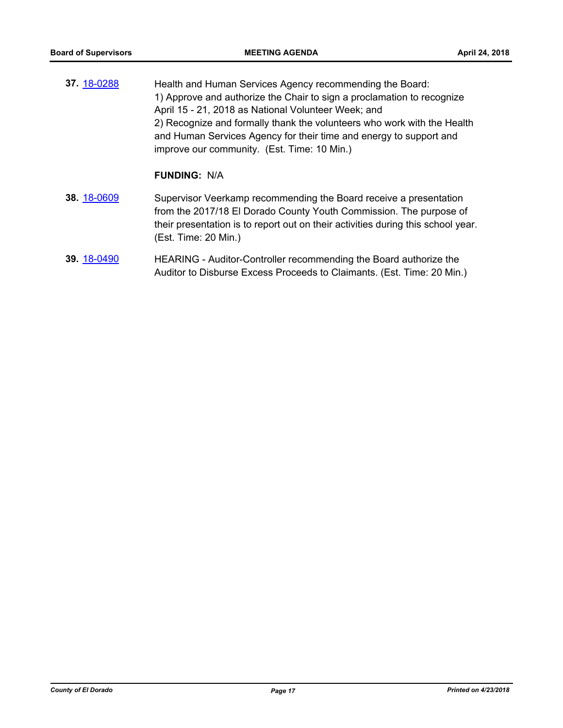**37.** 18-0288 Health and Human Services Agency recommending the Board:
1) Approve and authorize the Chair to sign a proclamation to recognize April 15 - 21, 2018 as National Volunteer Week; and
2) Recognize and formally thank the volunteers who work with the Health and Human Services Agency for their time and energy to support and improve our community. (Est. Time: 10 Min.)

**FUNDING:** N/A

**38.** 18-0609 Supervisor Veerkamp recommending the Board receive a presentation from the 2017/18 El Dorado County Youth Commission. The purpose of their presentation is to report out on their activities during this school year. (Est. Time: 20 Min.)

**39.** 18-0490 HEARING - Auditor-Controller recommending the Board authorize the Auditor to Disburse Excess Proceeds to Claimants. (Est. Time: 20 Min.)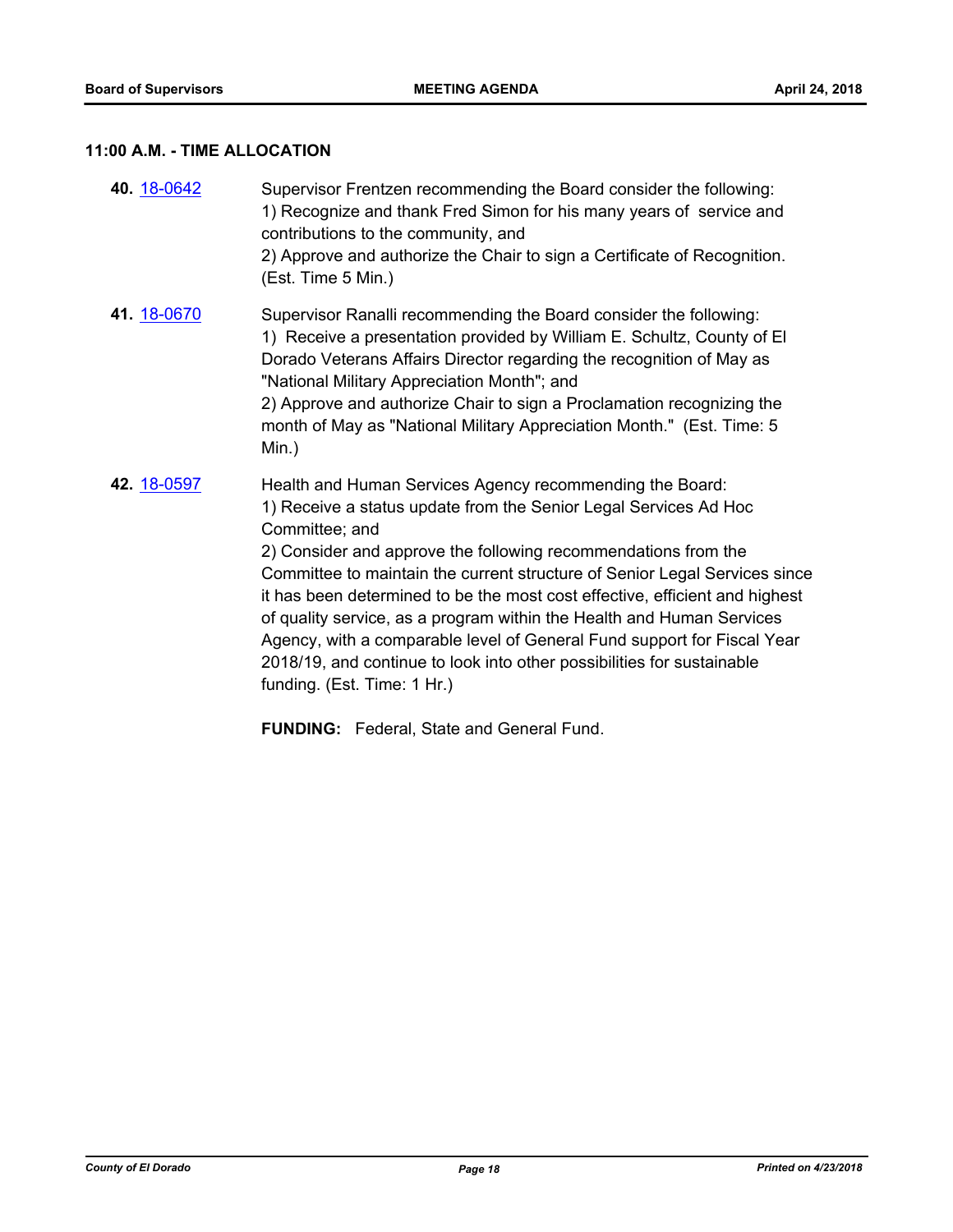## 11:00 A.M. - TIME ALLOCATION

**40.** 18-0642 Supervisor Frentzen recommending the Board consider the following:
1) Recognize and thank Fred Simon for his many years of service and contributions to the community, and
2) Approve and authorize the Chair to sign a Certificate of Recognition. (Est. Time 5 Min.)

**41.** 18-0670 Supervisor Ranalli recommending the Board consider the following:
1) Receive a presentation provided by William E. Schultz, County of El Dorado Veterans Affairs Director regarding the recognition of May as "National Military Appreciation Month"; and
2) Approve and authorize Chair to sign a Proclamation recognizing the month of May as "National Military Appreciation Month." (Est. Time: 5 Min.)

**42.** 18-0597 Health and Human Services Agency recommending the Board:
1) Receive a status update from the Senior Legal Services Ad Hoc Committee; and
2) Consider and approve the following recommendations from the Committee to maintain the current structure of Senior Legal Services since it has been determined to be the most cost effective, efficient and highest of quality service, as a program within the Health and Human Services Agency, with a comparable level of General Fund support for Fiscal Year 2018/19, and continue to look into other possibilities for sustainable funding. (Est. Time: 1 Hr.)

**FUNDING:** Federal, State and General Fund.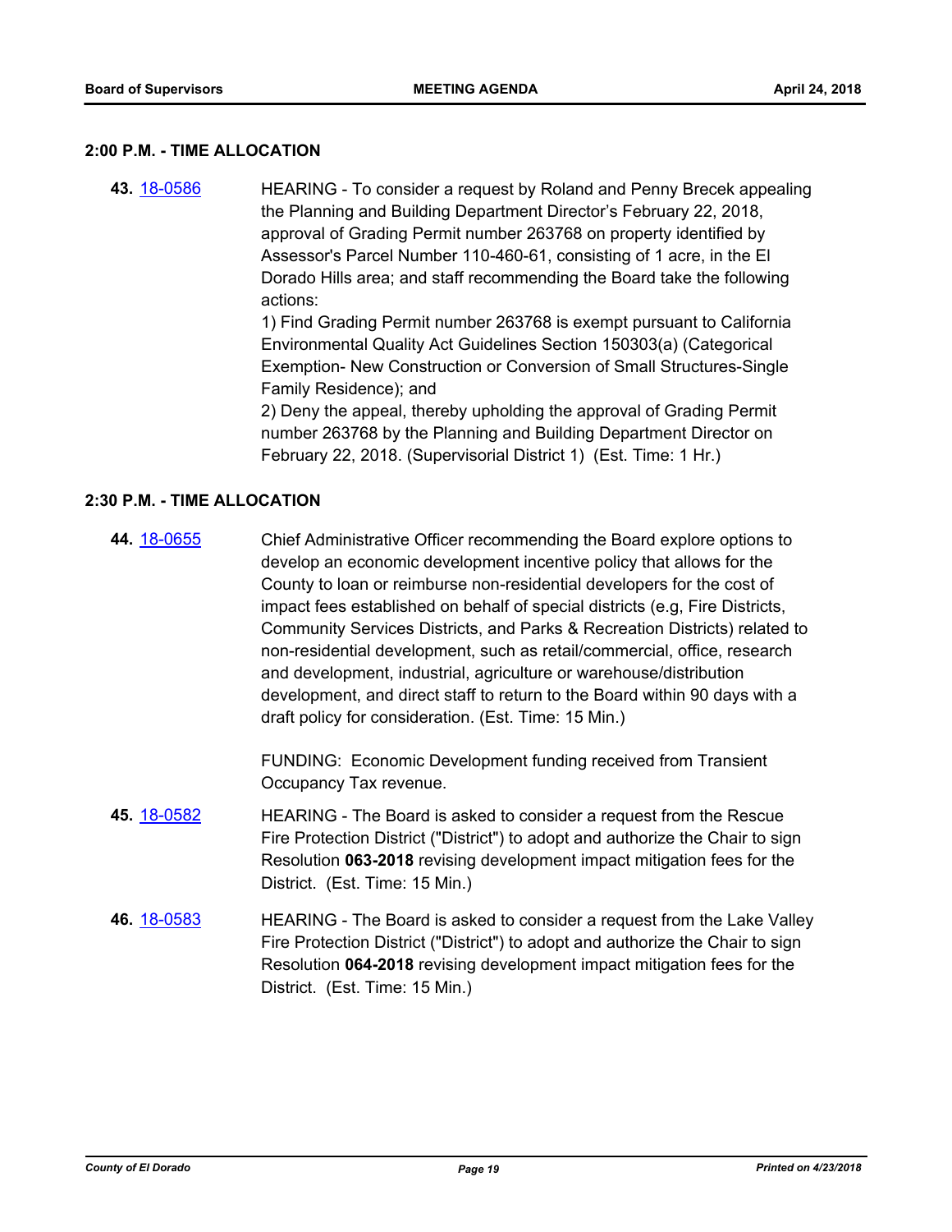### 2:00 P.M. - TIME ALLOCATION

**43.** [18-0586] HEARING - To consider a request by Roland and Penny Brecek appealing the Planning and Building Department Director's February 22, 2018, approval of Grading Permit number 263768 on property identified by Assessor's Parcel Number 110-460-61, consisting of 1 acre, in the El Dorado Hills area; and staff recommending the Board take the following actions:

1) Find Grading Permit number 263768 is exempt pursuant to California Environmental Quality Act Guidelines Section 150303(a) (Categorical Exemption- New Construction or Conversion of Small Structures-Single Family Residence); and

2) Deny the appeal, thereby upholding the approval of Grading Permit number 263768 by the Planning and Building Department Director on February 22, 2018. (Supervisorial District 1) (Est. Time: 1 Hr.)

### 2:30 P.M. - TIME ALLOCATION

**44.** [18-0655] Chief Administrative Officer recommending the Board explore options to develop an economic development incentive policy that allows for the County to loan or reimburse non-residential developers for the cost of impact fees established on behalf of special districts (e.g, Fire Districts, Community Services Districts, and Parks & Recreation Districts) related to non-residential development, such as retail/commercial, office, research and development, industrial, agriculture or warehouse/distribution development, and direct staff to return to the Board within 90 days with a draft policy for consideration. (Est. Time: 15 Min.)

FUNDING: Economic Development funding received from Transient Occupancy Tax revenue.

**45.** [18-0582] HEARING - The Board is asked to consider a request from the Rescue Fire Protection District ("District") to adopt and authorize the Chair to sign Resolution **063-2018** revising development impact mitigation fees for the District. (Est. Time: 15 Min.)

**46.** [18-0583] HEARING - The Board is asked to consider a request from the Lake Valley Fire Protection District ("District") to adopt and authorize the Chair to sign Resolution **064-2018** revising development impact mitigation fees for the District. (Est. Time: 15 Min.)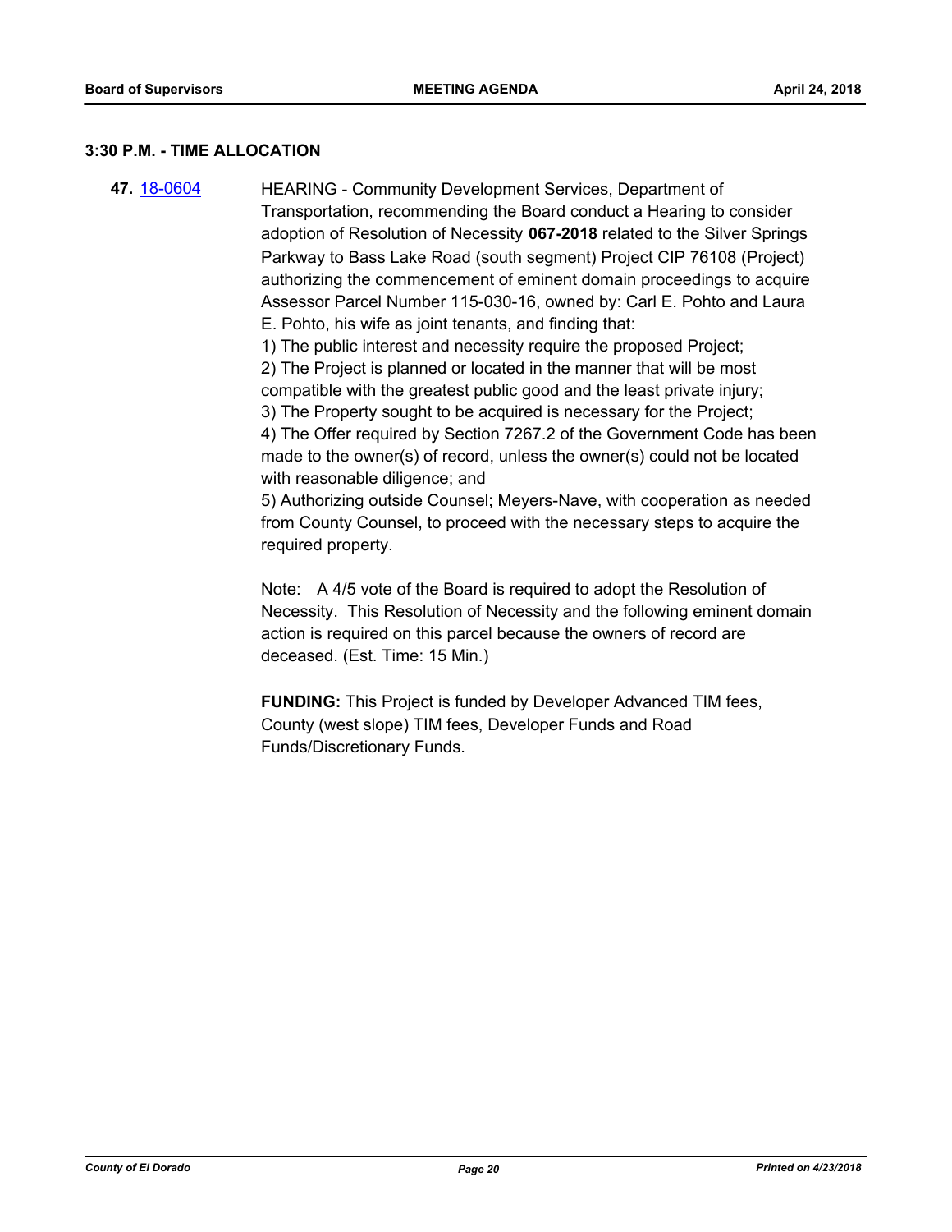**3:30 P.M. - TIME ALLOCATION**

**47.** [18-0604](18-0604) HEARING - Community Development Services, Department of Transportation, recommending the Board conduct a Hearing to consider adoption of Resolution of Necessity **067-2018** related to the Silver Springs Parkway to Bass Lake Road (south segment) Project CIP 76108 (Project) authorizing the commencement of eminent domain proceedings to acquire Assessor Parcel Number 115-030-16, owned by: Carl E. Pohto and Laura E. Pohto, his wife as joint tenants, and finding that:

1) The public interest and necessity require the proposed Project;
2) The Project is planned or located in the manner that will be most compatible with the greatest public good and the least private injury;
3) The Property sought to be acquired is necessary for the Project;
4) The Offer required by Section 7267.2 of the Government Code has been made to the owner(s) of record, unless the owner(s) could not be located with reasonable diligence; and
5) Authorizing outside Counsel; Meyers-Nave, with cooperation as needed from County Counsel, to proceed with the necessary steps to acquire the required property.

Note: A 4/5 vote of the Board is required to adopt the Resolution of Necessity. This Resolution of Necessity and the following eminent domain action is required on this parcel because the owners of record are deceased. (Est. Time: 15 Min.)

**FUNDING:** This Project is funded by Developer Advanced TIM fees, County (west slope) TIM fees, Developer Funds and Road Funds/Discretionary Funds.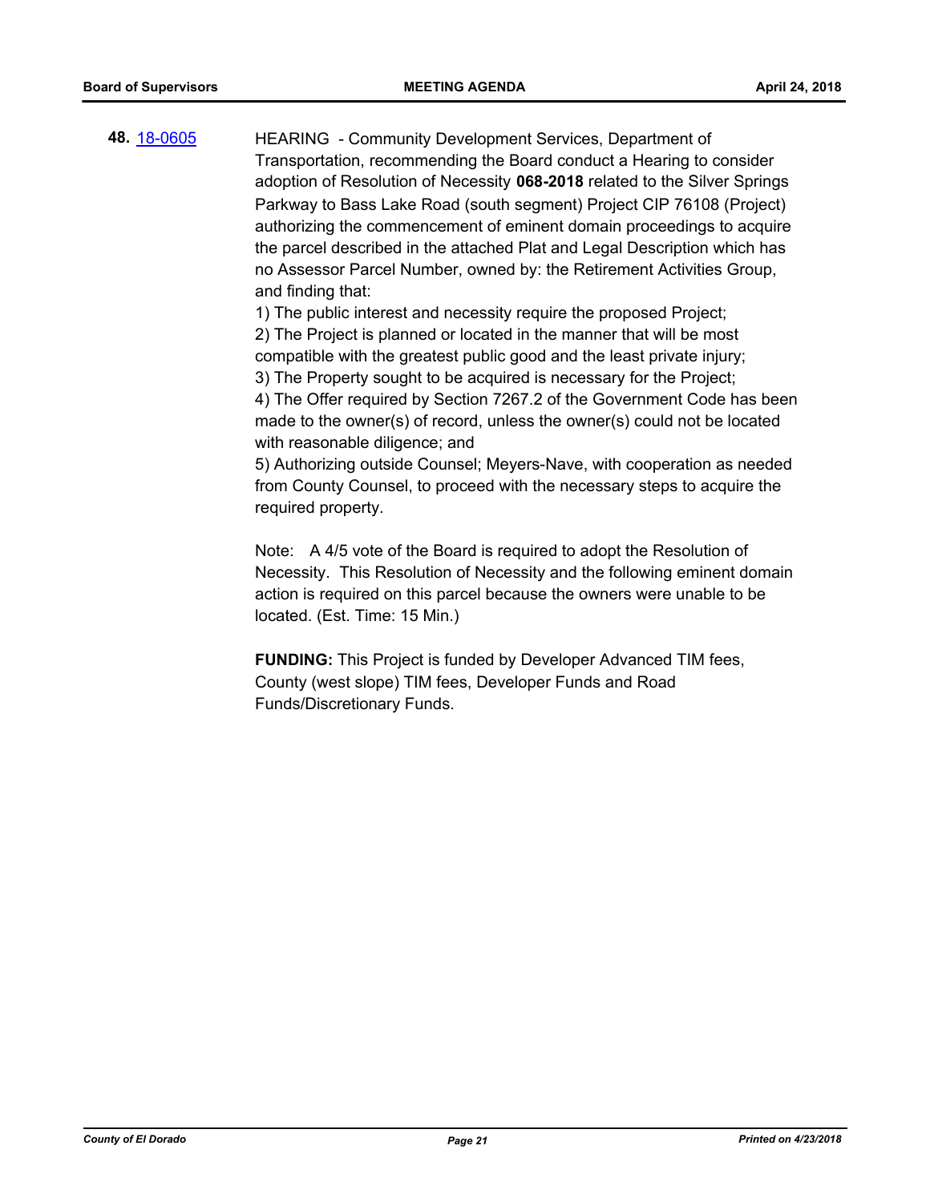**48.** [18-0605](18-0605) HEARING - Community Development Services, Department of Transportation, recommending the Board conduct a Hearing to consider adoption of Resolution of Necessity **068-2018** related to the Silver Springs Parkway to Bass Lake Road (south segment) Project CIP 76108 (Project) authorizing the commencement of eminent domain proceedings to acquire the parcel described in the attached Plat and Legal Description which has no Assessor Parcel Number, owned by: the Retirement Activities Group, and finding that:

1) The public interest and necessity require the proposed Project;
2) The Project is planned or located in the manner that will be most compatible with the greatest public good and the least private injury;
3) The Property sought to be acquired is necessary for the Project;
4) The Offer required by Section 7267.2 of the Government Code has been made to the owner(s) of record, unless the owner(s) could not be located with reasonable diligence; and
5) Authorizing outside Counsel; Meyers-Nave, with cooperation as needed from County Counsel, to proceed with the necessary steps to acquire the required property.

Note: A 4/5 vote of the Board is required to adopt the Resolution of Necessity. This Resolution of Necessity and the following eminent domain action is required on this parcel because the owners were unable to be located. (Est. Time: 15 Min.)

**FUNDING:** This Project is funded by Developer Advanced TIM fees, County (west slope) TIM fees, Developer Funds and Road Funds/Discretionary Funds.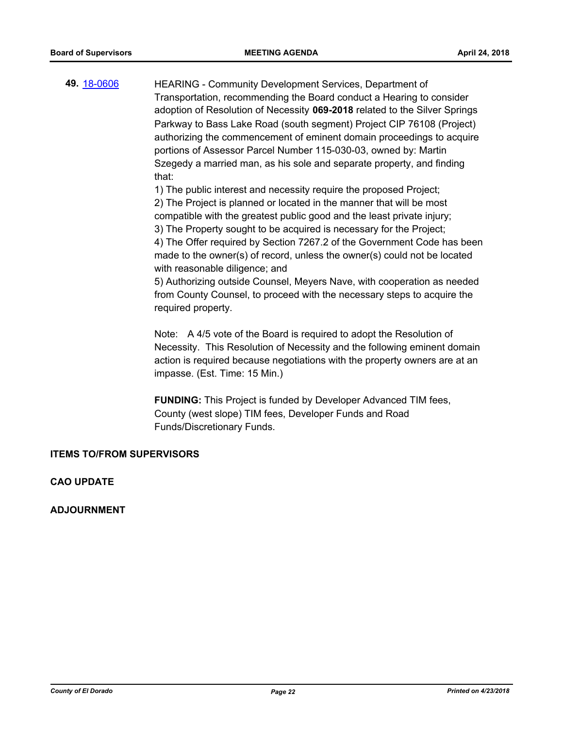**49.** [18-0606](18-0606)

HEARING - Community Development Services, Department of Transportation, recommending the Board conduct a Hearing to consider adoption of Resolution of Necessity **069-2018** related to the Silver Springs Parkway to Bass Lake Road (south segment) Project CIP 76108 (Project) authorizing the commencement of eminent domain proceedings to acquire portions of Assessor Parcel Number 115-030-03, owned by: Martin Szegedy a married man, as his sole and separate property, and finding that:

1) The public interest and necessity require the proposed Project;
2) The Project is planned or located in the manner that will be most compatible with the greatest public good and the least private injury;
3) The Property sought to be acquired is necessary for the Project;
4) The Offer required by Section 7267.2 of the Government Code has been made to the owner(s) of record, unless the owner(s) could not be located with reasonable diligence; and
5) Authorizing outside Counsel, Meyers Nave, with cooperation as needed from County Counsel, to proceed with the necessary steps to acquire the required property.

Note: A 4/5 vote of the Board is required to adopt the Resolution of Necessity. This Resolution of Necessity and the following eminent domain action is required because negotiations with the property owners are at an impasse. (Est. Time: 15 Min.)

**FUNDING:** This Project is funded by Developer Advanced TIM fees, County (west slope) TIM fees, Developer Funds and Road Funds/Discretionary Funds.

**ITEMS TO/FROM SUPERVISORS**

**CAO UPDATE**

**ADJOURNMENT**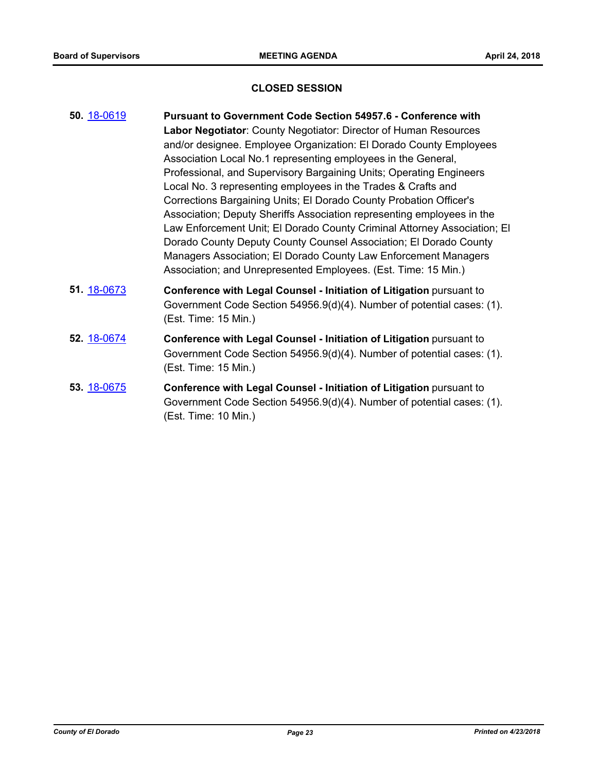## CLOSED SESSION

**50.** 18-0619 **Pursuant to Government Code Section 54957.6 - Conference with Labor Negotiator**: County Negotiator: Director of Human Resources and/or designee. Employee Organization: El Dorado County Employees Association Local No.1 representing employees in the General, Professional, and Supervisory Bargaining Units; Operating Engineers Local No. 3 representing employees in the Trades & Crafts and Corrections Bargaining Units; El Dorado County Probation Officer's Association; Deputy Sheriffs Association representing employees in the Law Enforcement Unit; El Dorado County Criminal Attorney Association; El Dorado County Deputy County Counsel Association; El Dorado County Managers Association; El Dorado County Law Enforcement Managers Association; and Unrepresented Employees. (Est. Time: 15 Min.)

**51.** 18-0673 **Conference with Legal Counsel - Initiation of Litigation** pursuant to Government Code Section 54956.9(d)(4). Number of potential cases: (1). (Est. Time: 15 Min.)

**52.** 18-0674 **Conference with Legal Counsel - Initiation of Litigation** pursuant to Government Code Section 54956.9(d)(4). Number of potential cases: (1). (Est. Time: 15 Min.)

**53.** 18-0675 **Conference with Legal Counsel - Initiation of Litigation** pursuant to Government Code Section 54956.9(d)(4). Number of potential cases: (1). (Est. Time: 10 Min.)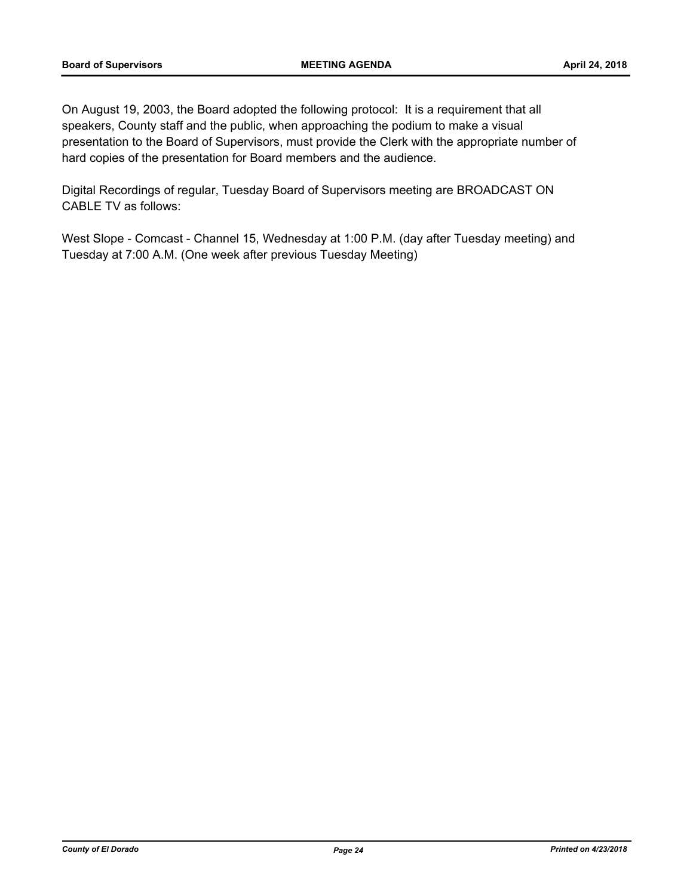On August 19, 2003, the Board adopted the following protocol:  It is a requirement that all speakers, County staff and the public, when approaching the podium to make a visual presentation to the Board of Supervisors, must provide the Clerk with the appropriate number of hard copies of the presentation for Board members and the audience.

Digital Recordings of regular, Tuesday Board of Supervisors meeting are BROADCAST ON CABLE TV as follows:

West Slope - Comcast - Channel 15, Wednesday at 1:00 P.M. (day after Tuesday meeting) and Tuesday at 7:00 A.M. (One week after previous Tuesday Meeting)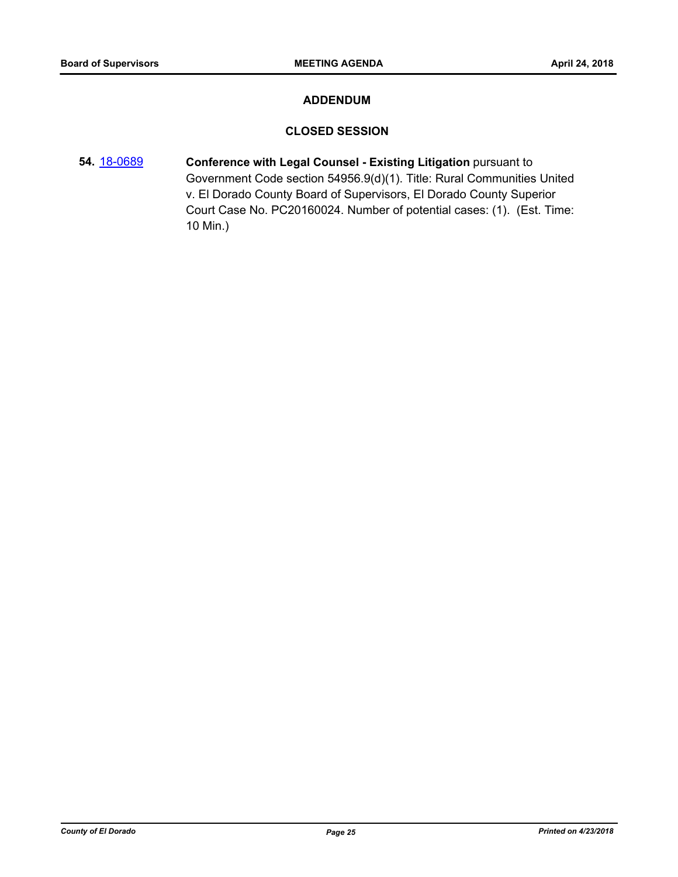## ADDENDUM

## CLOSED SESSION

**54.** [18-0689](18-0689) **Conference with Legal Counsel - Existing Litigation** pursuant to Government Code section 54956.9(d)(1). Title: Rural Communities United v. El Dorado County Board of Supervisors, El Dorado County Superior Court Case No. PC20160024. Number of potential cases: (1). (Est. Time: 10 Min.)